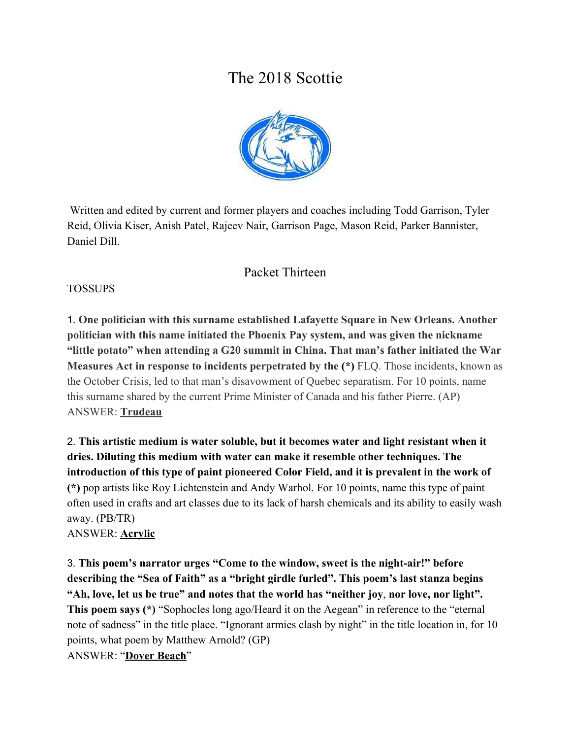# The 2018 Scottie

Written and edited by current and former players and coaches including Todd Garrison, Tyler Reid, Olivia Kiser, Anish Patel, Rajeev Nair, Garrison Page, Mason Reid, Parker Bannister, Daniel Dill.

## Packet Thirteen

TOSSUPS

1. **One politician with this surname established Lafayette Square in New Orleans. Another politician with this name initiated the Phoenix Pay system, and was given the nickname "little potato" when attending a G20 summit in China. That man's father initiated the War Measures Act in response to incidents perpetrated by the (*)** FLQ. Those incidents, known as the October Crisis, led to that man's disavowment of Quebec separatism. For 10 points, name this surname shared by the current Prime Minister of Canada and his father Pierre. (AP)
ANSWER: **Trudeau**

2. **This artistic medium is water soluble, but it becomes water and light resistant when it dries. Diluting this medium with water can make it resemble other techniques. The introduction of this type of paint pioneered Color Field, and it is prevalent in the work of (*)** pop artists like Roy Lichtenstein and Andy Warhol. For 10 points, name this type of paint often used in crafts and art classes due to its lack of harsh chemicals and its ability to easily wash away. (PB/TR)
ANSWER: **Acrylic**

3. **This poem's narrator urges "Come to the window, sweet is the night-air!" before describing the "Sea of Faith" as a "bright girdle furled". This poem's last stanza begins "Ah, love, let us be true" and notes that the world has "neither joy, nor love, nor light". This poem says (*)** "Sophocles long ago/Heard it on the Aegean" in reference to the "eternal note of sadness" in the title place. "Ignorant armies clash by night" in the title location in, for 10 points, what poem by Matthew Arnold? (GP)
ANSWER: "**Dover Beach**"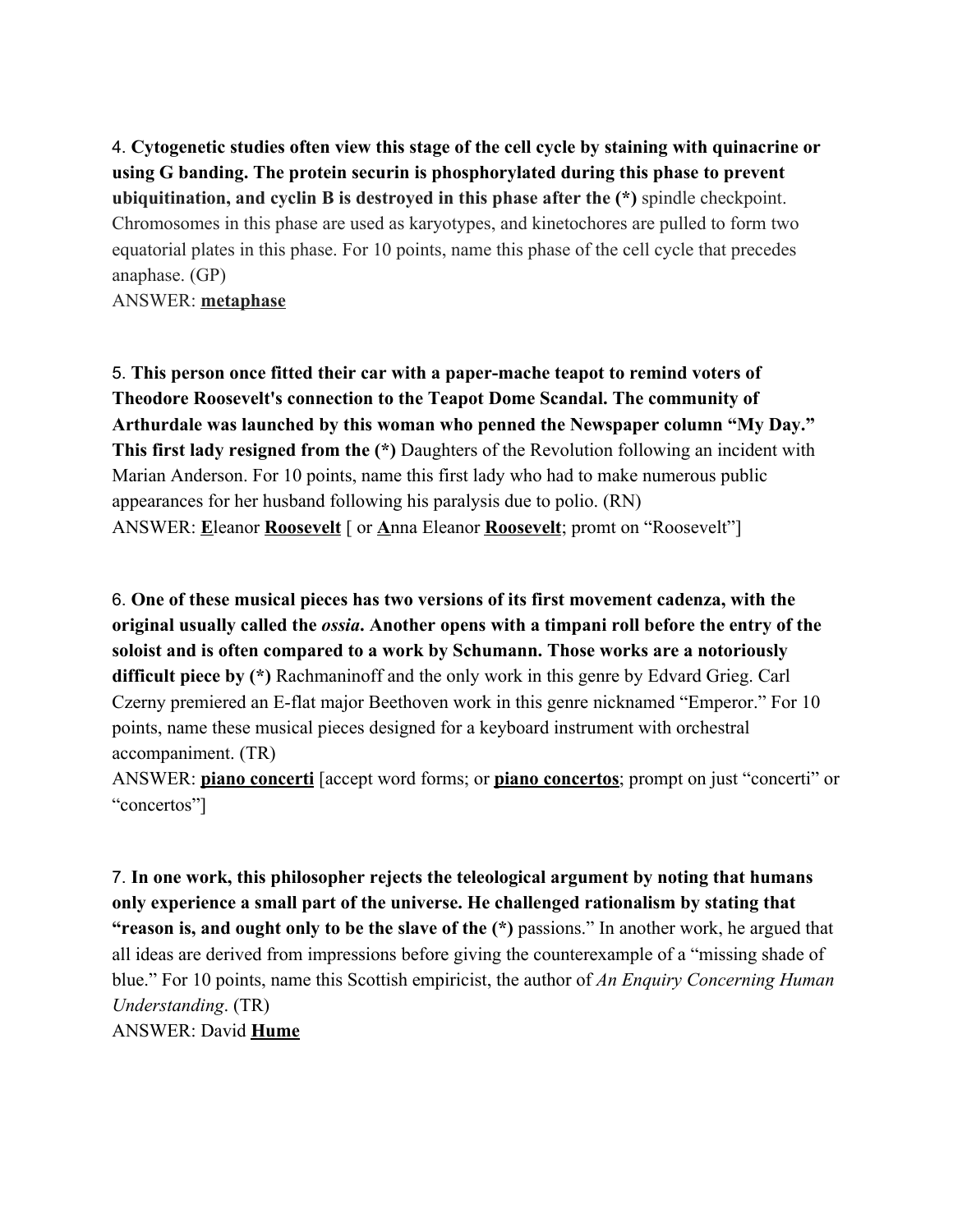4. **Cytogenetic studies often view this stage of the cell cycle by staining with quinacrine or using G banding. The protein securin is phosphorylated during this phase to prevent ubiquitination, and cyclin B is destroyed in this phase after the (*)** spindle checkpoint. Chromosomes in this phase are used as karyotypes, and kinetochores are pulled to form two equatorial plates in this phase. For 10 points, name this phase of the cell cycle that precedes anaphase. (GP)
ANSWER: **metaphase**

5. **This person once fitted their car with a paper-mache teapot to remind voters of Theodore Roosevelt's connection to the Teapot Dome Scandal. The community of Arthurdale was launched by this woman who penned the Newspaper column "My Day." This first lady resigned from the (*)** Daughters of the Revolution following an incident with Marian Anderson. For 10 points, name this first lady who had to make numerous public appearances for her husband following his paralysis due to polio. (RN)
ANSWER: **E**leanor **Roosevelt** [ or **A**nna Eleanor **Roosevelt**; promt on "Roosevelt"]

6. **One of these musical pieces has two versions of its first movement cadenza, with the original usually called the *ossia*. Another opens with a timpani roll before the entry of the soloist and is often compared to a work by Schumann. Those works are a notoriously difficult piece by (*)** Rachmaninoff and the only work in this genre by Edvard Grieg. Carl Czerny premiered an E-flat major Beethoven work in this genre nicknamed "Emperor." For 10 points, name these musical pieces designed for a keyboard instrument with orchestral accompaniment. (TR)
ANSWER: **piano concerti** [accept word forms; or **piano concertos**; prompt on just "concerti" or "concertos"]

7. **In one work, this philosopher rejects the teleological argument by noting that humans only experience a small part of the universe. He challenged rationalism by stating that "reason is, and ought only to be the slave of the (*)** passions." In another work, he argued that all ideas are derived from impressions before giving the counterexample of a "missing shade of blue." For 10 points, name this Scottish empiricist, the author of *An Enquiry Concerning Human Understanding*. (TR)
ANSWER: David **Hume**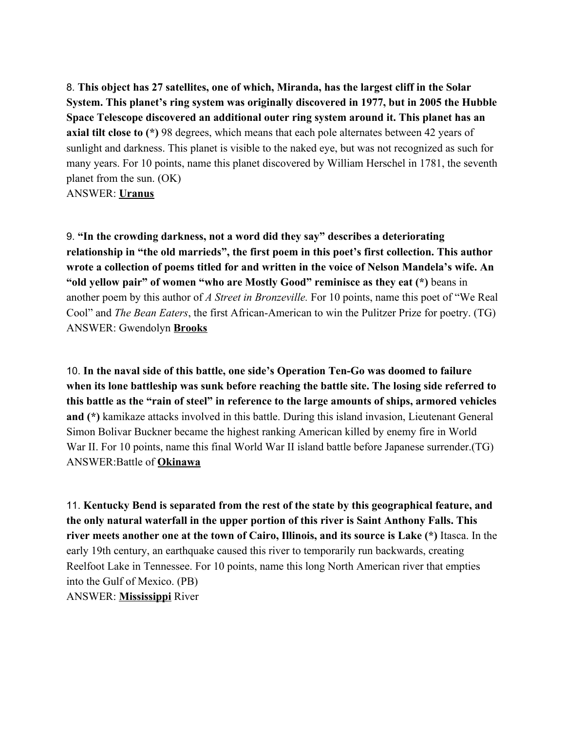8. **This object has 27 satellites, one of which, Miranda, has the largest cliff in the Solar System. This planet's ring system was originally discovered in 1977, but in 2005 the Hubble Space Telescope discovered an additional outer ring system around it. This planet has an axial tilt close to (*)** 98 degrees, which means that each pole alternates between 42 years of sunlight and darkness. This planet is visible to the naked eye, but was not recognized as such for many years. For 10 points, name this planet discovered by William Herschel in 1781, the seventh planet from the sun. (OK)
ANSWER: **Uranus**

9. **"In the crowding darkness, not a word did they say" describes a deteriorating relationship in "the old marrieds", the first poem in this poet's first collection. This author wrote a collection of poems titled for and written in the voice of Nelson Mandela's wife. An "old yellow pair" of women "who are Mostly Good" reminisce as they eat (*)** beans in another poem by this author of *A Street in Bronzeville.* For 10 points, name this poet of "We Real Cool" and *The Bean Eaters*, the first African-American to win the Pulitzer Prize for poetry. (TG)
ANSWER: Gwendolyn **Brooks**

10. **In the naval side of this battle, one side's Operation Ten-Go was doomed to failure when its lone battleship was sunk before reaching the battle site. The losing side referred to this battle as the "rain of steel" in reference to the large amounts of ships, armored vehicles and (*)** kamikaze attacks involved in this battle. During this island invasion, Lieutenant General Simon Bolivar Buckner became the highest ranking American killed by enemy fire in World War II. For 10 points, name this final World War II island battle before Japanese surrender.(TG)
ANSWER:Battle of **Okinawa**

11. **Kentucky Bend is separated from the rest of the state by this geographical feature, and the only natural waterfall in the upper portion of this river is Saint Anthony Falls. This river meets another one at the town of Cairo, Illinois, and its source is Lake (*)** Itasca. In the early 19th century, an earthquake caused this river to temporarily run backwards, creating Reelfoot Lake in Tennessee. For 10 points, name this long North American river that empties into the Gulf of Mexico. (PB)
ANSWER: **Mississippi** River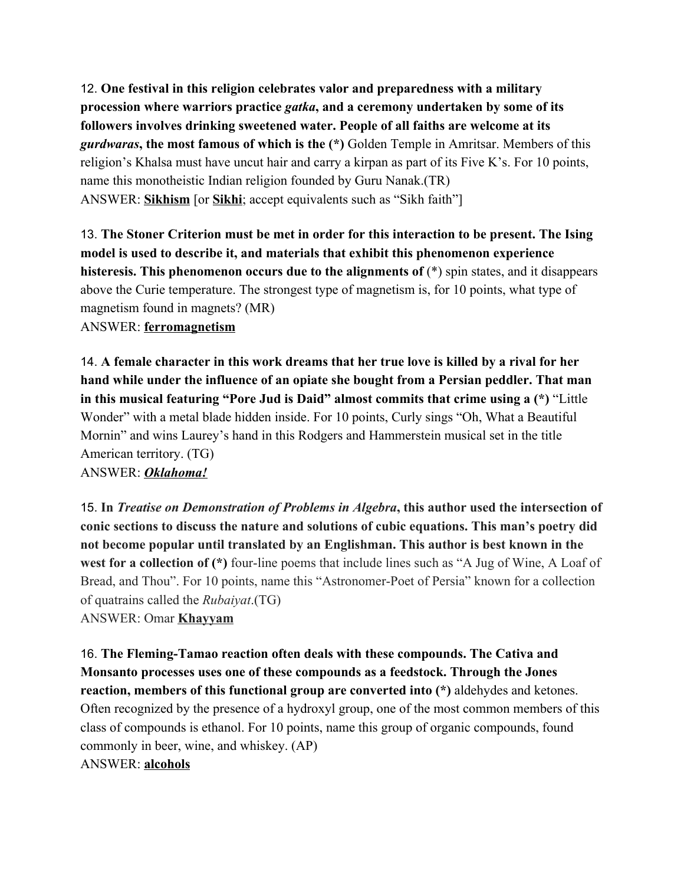12. **One festival in this religion celebrates valor and preparedness with a military procession where warriors practice *gatka*, and a ceremony undertaken by some of its followers involves drinking sweetened water. People of all faiths are welcome at its *gurdwaras*, the most famous of which is the (*)** Golden Temple in Amritsar. Members of this religion's Khalsa must have uncut hair and carry a kirpan as part of its Five K's. For 10 points, name this monotheistic Indian religion founded by Guru Nanak.(TR)
ANSWER: **<u>Sikhism</u>** [or **<u>Sikhi</u>**; accept equivalents such as "Sikh faith"]

13. **The Stoner Criterion must be met in order for this interaction to be present. The Ising model is used to describe it, and materials that exhibit this phenomenon experience histeresis. This phenomenon occurs due to the alignments of** (*) spin states, and it disappears above the Curie temperature. The strongest type of magnetism is, for 10 points, what type of magnetism found in magnets? (MR)
ANSWER: **<u>ferromagnetism</u>**

14. **A female character in this work dreams that her true love is killed by a rival for her hand while under the influence of an opiate she bought from a Persian peddler. That man in this musical featuring "Pore Jud is Daid" almost commits that crime using a (*)** "Little Wonder" with a metal blade hidden inside. For 10 points, Curly sings "Oh, What a Beautiful Mornin" and wins Laurey's hand in this Rodgers and Hammerstein musical set in the title American territory. (TG)
ANSWER: ***<u>Oklahoma!</u>***

15. **In *Treatise on Demonstration of Problems in Algebra*, this author used the intersection of conic sections to discuss the nature and solutions of cubic equations. This man's poetry did not become popular until translated by an Englishman. This author is best known in the west for a collection of (*)** four-line poems that include lines such as "A Jug of Wine, A Loaf of Bread, and Thou". For 10 points, name this "Astronomer-Poet of Persia" known for a collection of quatrains called the *Rubaiyat*.(TG)
ANSWER: Omar **<u>Khayyam</u>**

16. **The Fleming-Tamao reaction often deals with these compounds. The Cativa and Monsanto processes uses one of these compounds as a feedstock. Through the Jones reaction, members of this functional group are converted into (*)** aldehydes and ketones. Often recognized by the presence of a hydroxyl group, one of the most common members of this class of compounds is ethanol. For 10 points, name this group of organic compounds, found commonly in beer, wine, and whiskey. (AP)
ANSWER: **<u>alcohols</u>**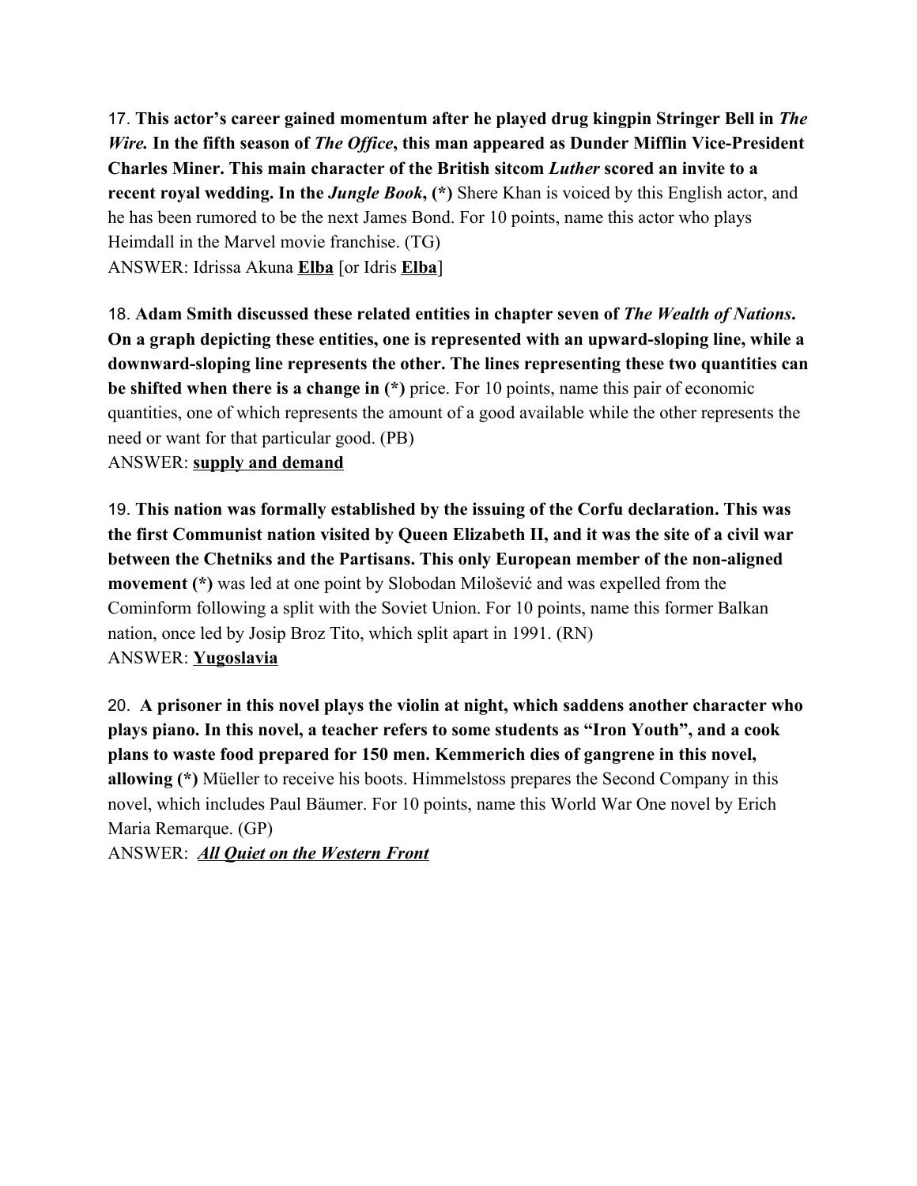17. **This actor's career gained momentum after he played drug kingpin Stringer Bell in *The Wire.* In the fifth season of *The Office*, this man appeared as Dunder Mifflin Vice-President Charles Miner. This main character of the British sitcom *Luther* scored an invite to a recent royal wedding. In the *Jungle Book*, (*)** Shere Khan is voiced by this English actor, and he has been rumored to be the next James Bond. For 10 points, name this actor who plays Heimdall in the Marvel movie franchise. (TG)
ANSWER: Idrissa Akuna **Elba** [or Idris **Elba**]

18. **Adam Smith discussed these related entities in chapter seven of *The Wealth of Nations*. On a graph depicting these entities, one is represented with an upward-sloping line, while a downward-sloping line represents the other. The lines representing these two quantities can be shifted when there is a change in (*)** price. For 10 points, name this pair of economic quantities, one of which represents the amount of a good available while the other represents the need or want for that particular good. (PB)
ANSWER: **supply and demand**

19. **This nation was formally established by the issuing of the Corfu declaration. This was the first Communist nation visited by Queen Elizabeth II, and it was the site of a civil war between the Chetniks and the Partisans. This only European member of the non-aligned movement (*)** was led at one point by Slobodan Milošević and was expelled from the Cominform following a split with the Soviet Union. For 10 points, name this former Balkan nation, once led by Josip Broz Tito, which split apart in 1991. (RN)
ANSWER: **Yugoslavia**

20. **A prisoner in this novel plays the violin at night, which saddens another character who plays piano. In this novel, a teacher refers to some students as "Iron Youth", and a cook plans to waste food prepared for 150 men. Kemmerich dies of gangrene in this novel, allowing (*)** Müeller to receive his boots. Himmelstoss prepares the Second Company in this novel, which includes Paul Bäumer. For 10 points, name this World War One novel by Erich Maria Remarque. (GP)
ANSWER: ***All Quiet on the Western Front***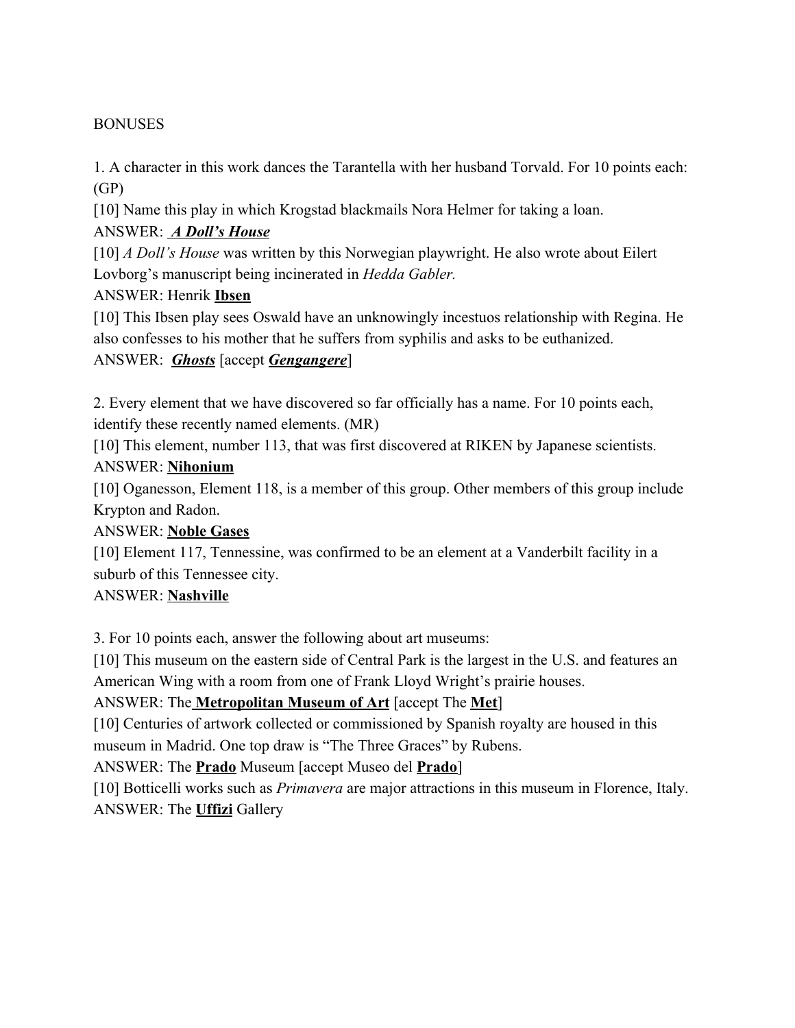BONUSES

1. A character in this work dances the Tarantella with her husband Torvald. For 10 points each: (GP)

[10] Name this play in which Krogstad blackmails Nora Helmer for taking a loan.

ANSWER: ***A Doll's House***

[10] *A Doll's House* was written by this Norwegian playwright. He also wrote about Eilert Lovborg's manuscript being incinerated in *Hedda Gabler.*

ANSWER: Henrik **Ibsen**

[10] This Ibsen play sees Oswald have an unknowingly incestuos relationship with Regina. He also confesses to his mother that he suffers from syphilis and asks to be euthanized.

ANSWER: ***Ghosts*** [accept ***Gengangere***]

2. Every element that we have discovered so far officially has a name. For 10 points each, identify these recently named elements. (MR)

[10] This element, number 113, that was first discovered at RIKEN by Japanese scientists.

ANSWER: **Nihonium**

[10] Oganesson, Element 118, is a member of this group. Other members of this group include Krypton and Radon.

ANSWER: **Noble Gases**

[10] Element 117, Tennessine, was confirmed to be an element at a Vanderbilt facility in a suburb of this Tennessee city.

ANSWER: **Nashville**

3. For 10 points each, answer the following about art museums:

[10] This museum on the eastern side of Central Park is the largest in the U.S. and features an American Wing with a room from one of Frank Lloyd Wright's prairie houses.

ANSWER: The **Metropolitan Museum of Art** [accept The **Met**]

[10] Centuries of artwork collected or commissioned by Spanish royalty are housed in this museum in Madrid. One top draw is "The Three Graces" by Rubens.

ANSWER: The **Prado** Museum [accept Museo del **Prado**]

[10] Botticelli works such as *Primavera* are major attractions in this museum in Florence, Italy.

ANSWER: The **Uffizi** Gallery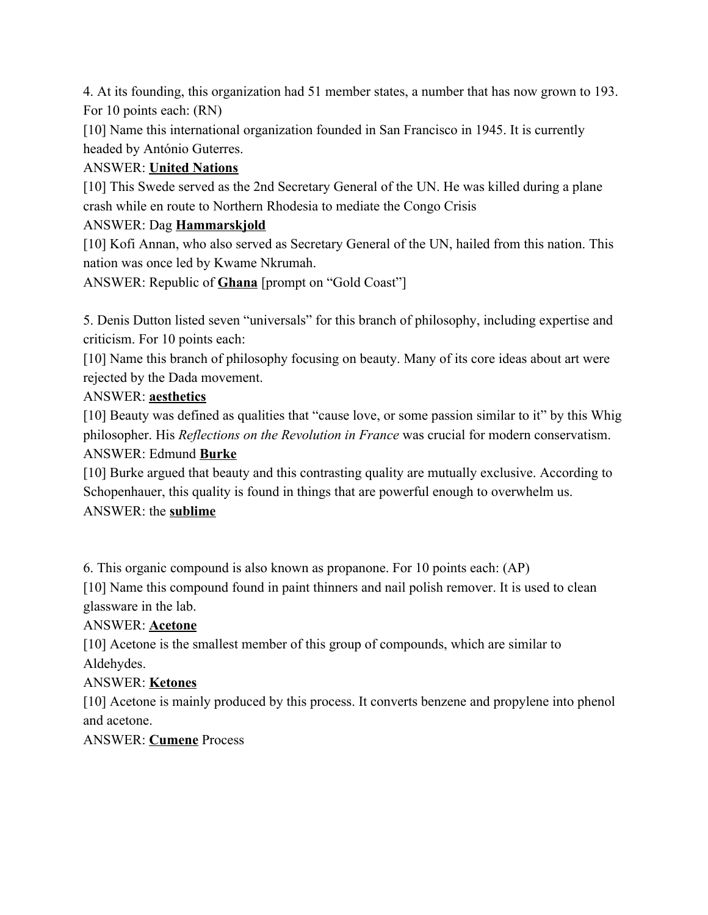4. At its founding, this organization had 51 member states, a number that has now grown to 193. For 10 points each: (RN)

[10] Name this international organization founded in San Francisco in 1945. It is currently headed by António Guterres.

ANSWER: **United Nations**

[10] This Swede served as the 2nd Secretary General of the UN. He was killed during a plane crash while en route to Northern Rhodesia to mediate the Congo Crisis

ANSWER: Dag **Hammarskjold**

[10] Kofi Annan, who also served as Secretary General of the UN, hailed from this nation. This nation was once led by Kwame Nkrumah.

ANSWER: Republic of **Ghana** [prompt on "Gold Coast"]

5. Denis Dutton listed seven "universals" for this branch of philosophy, including expertise and criticism. For 10 points each:

[10] Name this branch of philosophy focusing on beauty. Many of its core ideas about art were rejected by the Dada movement.

ANSWER: **aesthetics**

[10] Beauty was defined as qualities that "cause love, or some passion similar to it" by this Whig philosopher. His *Reflections on the Revolution in France* was crucial for modern conservatism.

ANSWER: Edmund **Burke**

[10] Burke argued that beauty and this contrasting quality are mutually exclusive. According to Schopenhauer, this quality is found in things that are powerful enough to overwhelm us.

ANSWER: the **sublime**

6. This organic compound is also known as propanone. For 10 points each: (AP)

[10] Name this compound found in paint thinners and nail polish remover. It is used to clean glassware in the lab.

ANSWER: **Acetone**

[10] Acetone is the smallest member of this group of compounds, which are similar to Aldehydes.

ANSWER: **Ketones**

[10] Acetone is mainly produced by this process. It converts benzene and propylene into phenol and acetone.

ANSWER: **Cumene** Process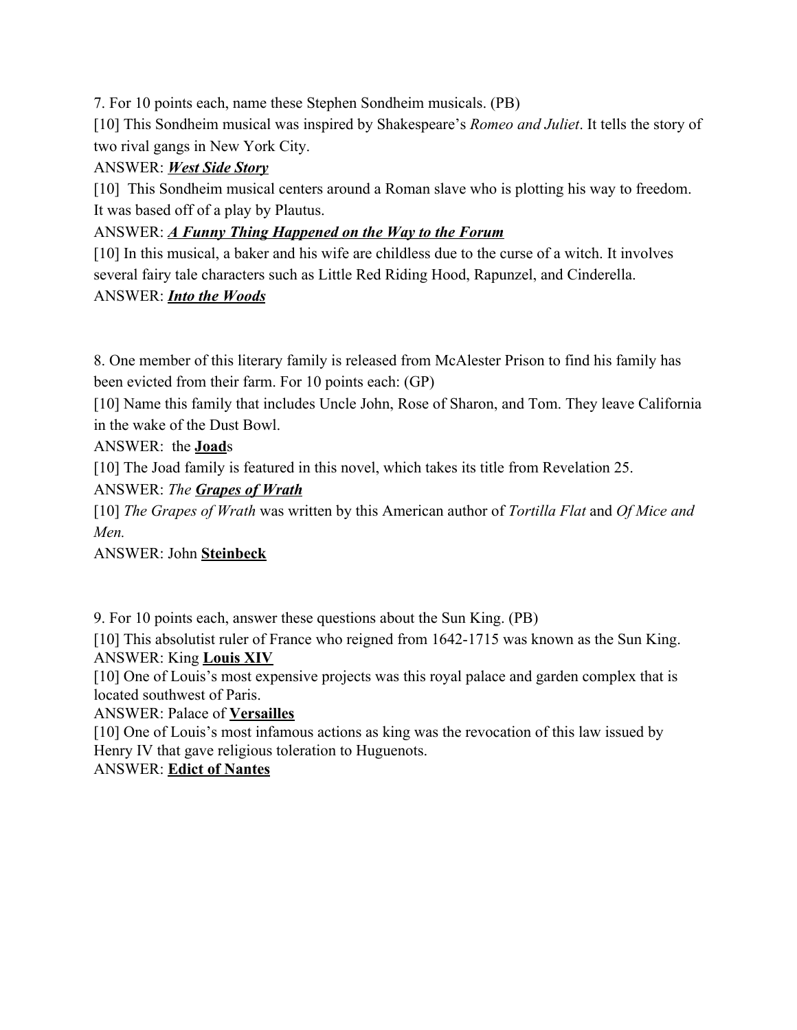7. For 10 points each, name these Stephen Sondheim musicals. (PB)

[10] This Sondheim musical was inspired by Shakespeare's *Romeo and Juliet*. It tells the story of two rival gangs in New York City.

ANSWER: ***West Side Story***

[10] This Sondheim musical centers around a Roman slave who is plotting his way to freedom. It was based off of a play by Plautus.

ANSWER: ***A Funny Thing Happened on the Way to the Forum***

[10] In this musical, a baker and his wife are childless due to the curse of a witch. It involves several fairy tale characters such as Little Red Riding Hood, Rapunzel, and Cinderella.

ANSWER: ***Into the Woods***

8. One member of this literary family is released from McAlester Prison to find his family has been evicted from their farm. For 10 points each: (GP)

[10] Name this family that includes Uncle John, Rose of Sharon, and Tom. They leave California in the wake of the Dust Bowl.

ANSWER: the **Joad**s

[10] The Joad family is featured in this novel, which takes its title from Revelation 25.

ANSWER: *The* ***Grapes of Wrath***

[10] *The Grapes of Wrath* was written by this American author of *Tortilla Flat* and *Of Mice and Men.*

ANSWER: John **Steinbeck**

9. For 10 points each, answer these questions about the Sun King. (PB)

[10] This absolutist ruler of France who reigned from 1642-1715 was known as the Sun King.

ANSWER: King **Louis XIV**

[10] One of Louis's most expensive projects was this royal palace and garden complex that is located southwest of Paris.

ANSWER: Palace of **Versailles**

[10] One of Louis's most infamous actions as king was the revocation of this law issued by Henry IV that gave religious toleration to Huguenots.

ANSWER: **Edict of Nantes**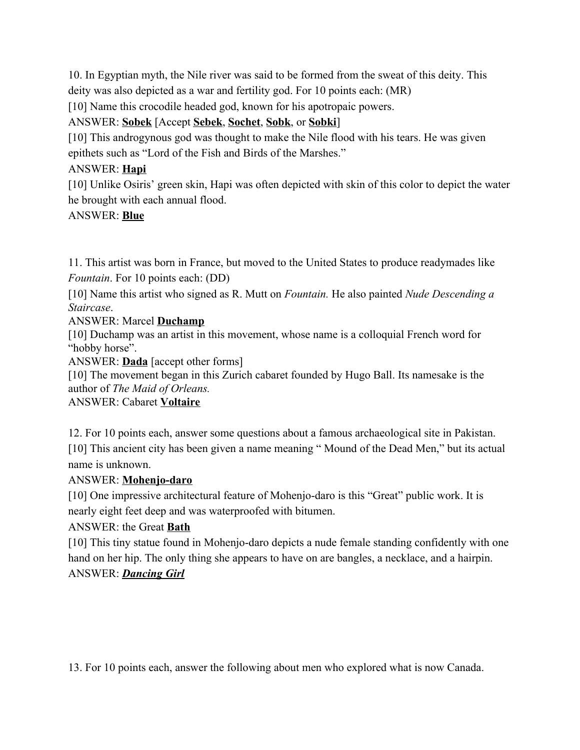10. In Egyptian myth, the Nile river was said to be formed from the sweat of this deity. This deity was also depicted as a war and fertility god. For 10 points each: (MR)

[10] Name this crocodile headed god, known for his apotropaic powers.

ANSWER: **Sobek** [Accept **Sebek**, **Sochet**, **Sobk**, or **Sobki**]

[10] This androgynous god was thought to make the Nile flood with his tears. He was given epithets such as "Lord of the Fish and Birds of the Marshes."

ANSWER: **Hapi**

[10] Unlike Osiris' green skin, Hapi was often depicted with skin of this color to depict the water he brought with each annual flood.

ANSWER: **Blue**

11. This artist was born in France, but moved to the United States to produce readymades like *Fountain*. For 10 points each: (DD)

[10] Name this artist who signed as R. Mutt on *Fountain.* He also painted *Nude Descending a Staircase*.

ANSWER: Marcel **Duchamp**

[10] Duchamp was an artist in this movement, whose name is a colloquial French word for "hobby horse".

ANSWER: **Dada** [accept other forms]

[10] The movement began in this Zurich cabaret founded by Hugo Ball. Its namesake is the author of *The Maid of Orleans.*

ANSWER: Cabaret **Voltaire**

12. For 10 points each, answer some questions about a famous archaeological site in Pakistan.

[10] This ancient city has been given a name meaning " Mound of the Dead Men," but its actual name is unknown.

ANSWER: **Mohenjo-daro**

[10] One impressive architectural feature of Mohenjo-daro is this "Great" public work. It is nearly eight feet deep and was waterproofed with bitumen.

ANSWER: the Great **Bath**

[10] This tiny statue found in Mohenjo-daro depicts a nude female standing confidently with one hand on her hip. The only thing she appears to have on are bangles, a necklace, and a hairpin.

ANSWER: ***Dancing Girl***

13. For 10 points each, answer the following about men who explored what is now Canada.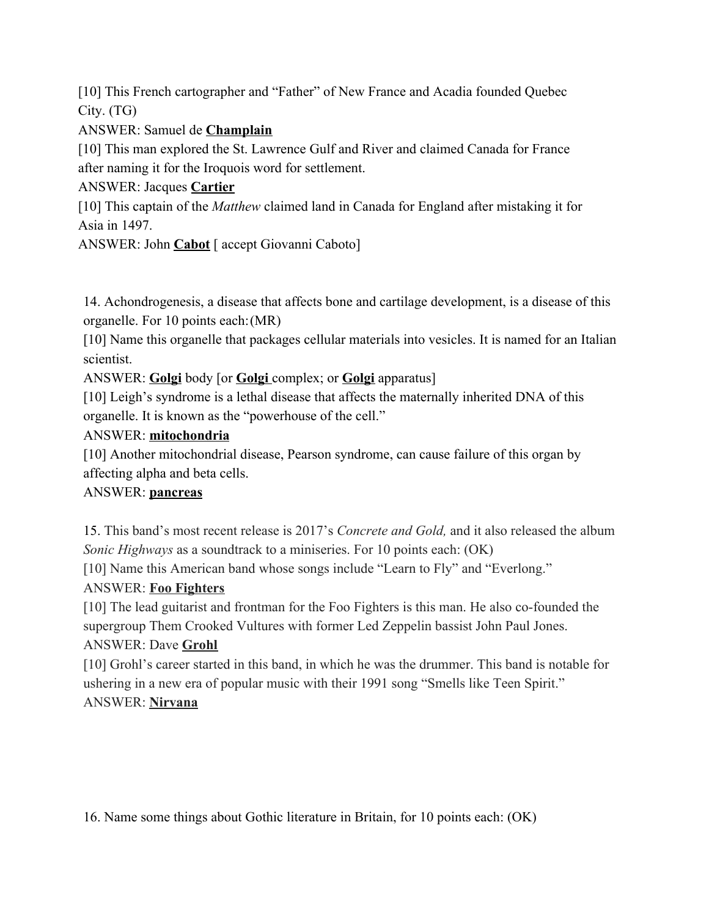[10] This French cartographer and "Father" of New France and Acadia founded Quebec City. (TG)

ANSWER: Samuel de **Champlain**

[10] This man explored the St. Lawrence Gulf and River and claimed Canada for France after naming it for the Iroquois word for settlement.

ANSWER: Jacques **Cartier**

[10] This captain of the *Matthew* claimed land in Canada for England after mistaking it for Asia in 1497.

ANSWER: John **Cabot** [ accept Giovanni Caboto]

14. Achondrogenesis, a disease that affects bone and cartilage development, is a disease of this organelle. For 10 points each:(MR)

[10] Name this organelle that packages cellular materials into vesicles. It is named for an Italian scientist.

ANSWER: **Golgi** body [or **Golgi** complex; or **Golgi** apparatus]

[10] Leigh's syndrome is a lethal disease that affects the maternally inherited DNA of this organelle. It is known as the "powerhouse of the cell."

ANSWER: **mitochondria**

[10] Another mitochondrial disease, Pearson syndrome, can cause failure of this organ by affecting alpha and beta cells.

ANSWER: **pancreas**

15. This band's most recent release is 2017's *Concrete and Gold,* and it also released the album *Sonic Highways* as a soundtrack to a miniseries. For 10 points each: (OK)

[10] Name this American band whose songs include "Learn to Fly" and "Everlong."

ANSWER: **Foo Fighters**

[10] The lead guitarist and frontman for the Foo Fighters is this man. He also co-founded the supergroup Them Crooked Vultures with former Led Zeppelin bassist John Paul Jones.

ANSWER: Dave **Grohl**

[10] Grohl's career started in this band, in which he was the drummer. This band is notable for ushering in a new era of popular music with their 1991 song "Smells like Teen Spirit."

ANSWER: **Nirvana**

16. Name some things about Gothic literature in Britain, for 10 points each: (OK)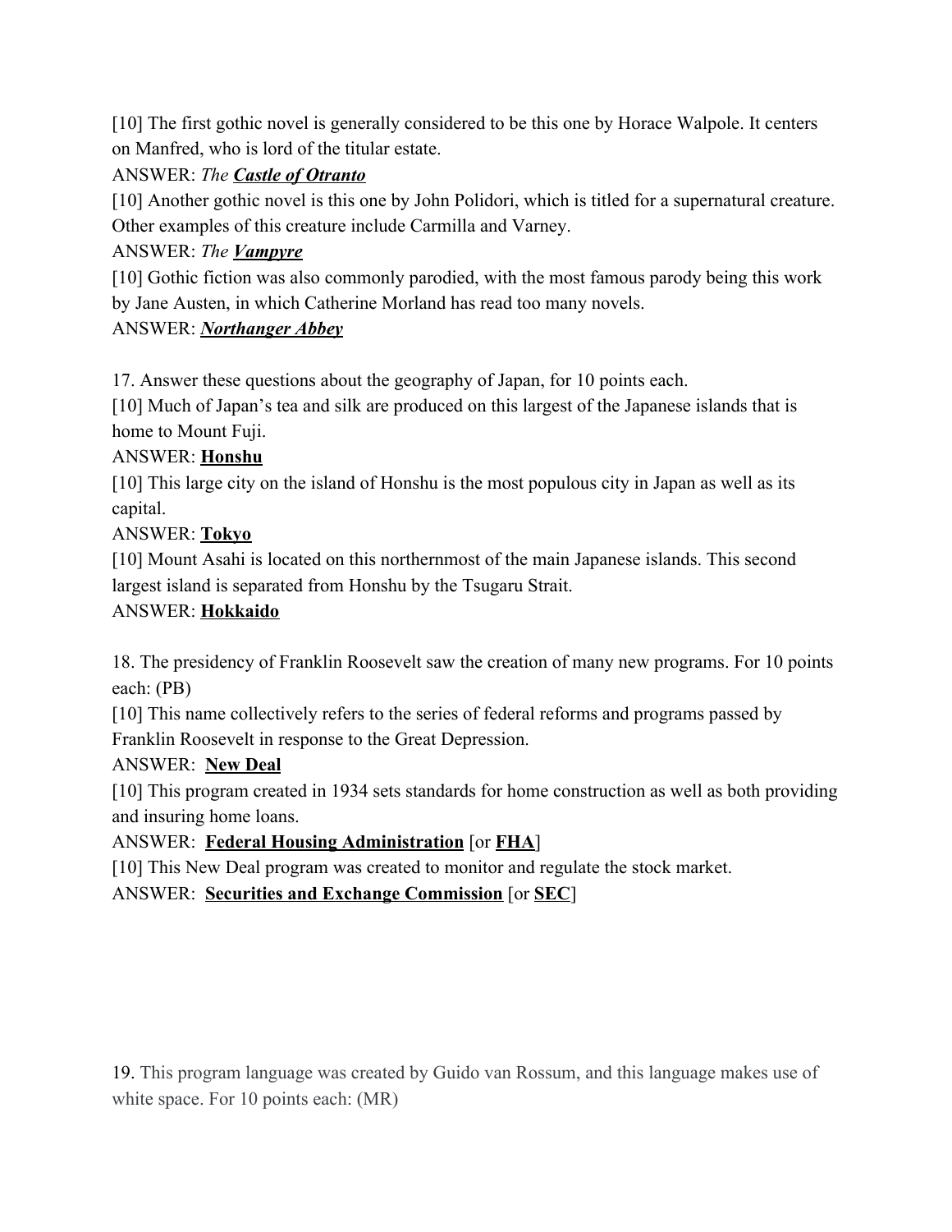[10] The first gothic novel is generally considered to be this one by Horace Walpole. It centers on Manfred, who is lord of the titular estate.

ANSWER: *The **Castle of Otranto***

[10] Another gothic novel is this one by John Polidori, which is titled for a supernatural creature. Other examples of this creature include Carmilla and Varney.

ANSWER: *The **Vampyre***

[10] Gothic fiction was also commonly parodied, with the most famous parody being this work by Jane Austen, in which Catherine Morland has read too many novels.

ANSWER: ***Northanger Abbey***

17. Answer these questions about the geography of Japan, for 10 points each.

[10] Much of Japan's tea and silk are produced on this largest of the Japanese islands that is home to Mount Fuji.

ANSWER: **Honshu**

[10] This large city on the island of Honshu is the most populous city in Japan as well as its capital.

ANSWER: **Tokyo**

[10] Mount Asahi is located on this northernmost of the main Japanese islands. This second largest island is separated from Honshu by the Tsugaru Strait.

ANSWER: **Hokkaido**

18. The presidency of Franklin Roosevelt saw the creation of many new programs. For 10 points each: (PB)

[10] This name collectively refers to the series of federal reforms and programs passed by Franklin Roosevelt in response to the Great Depression.

ANSWER: **New Deal**

[10] This program created in 1934 sets standards for home construction as well as both providing and insuring home loans.

ANSWER: **Federal Housing Administration** [or **FHA**]

[10] This New Deal program was created to monitor and regulate the stock market.

ANSWER: **Securities and Exchange Commission** [or **SEC**]

19. This program language was created by Guido van Rossum, and this language makes use of white space. For 10 points each: (MR)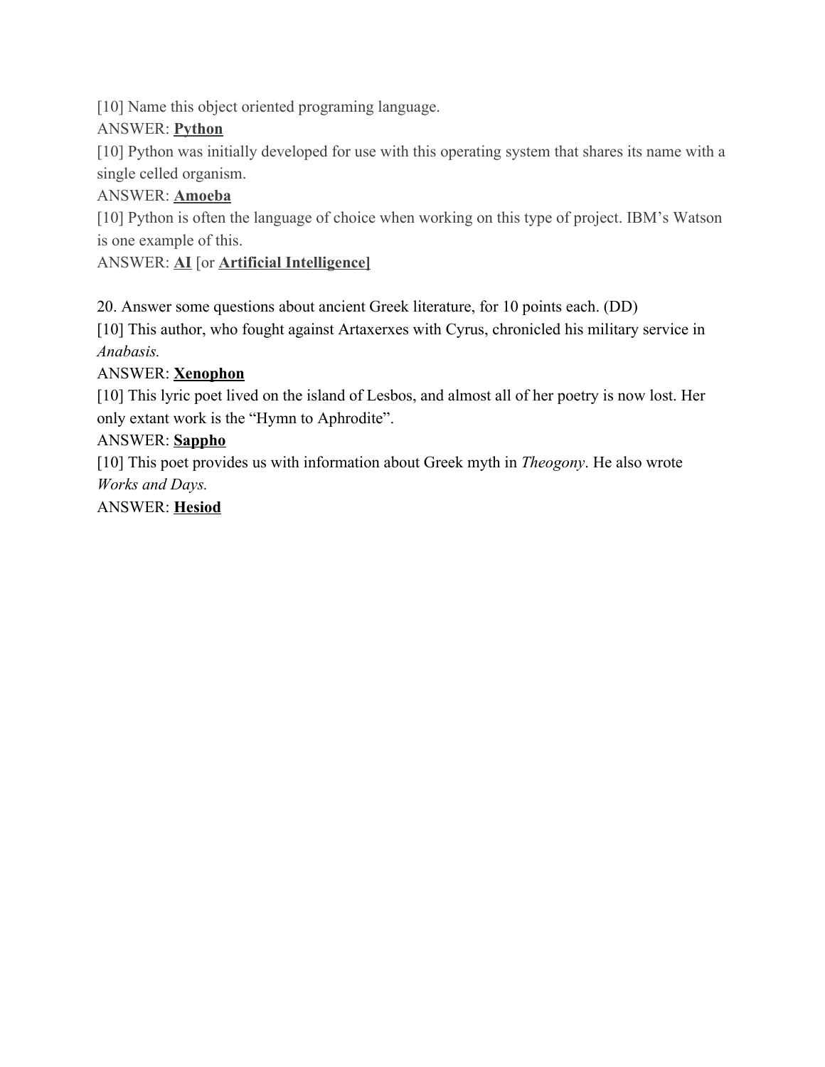[10] Name this object oriented programing language.

ANSWER: **Python**

[10] Python was initially developed for use with this operating system that shares its name with a single celled organism.

ANSWER: **Amoeba**

[10] Python is often the language of choice when working on this type of project. IBM's Watson is one example of this.

ANSWER: **AI** [or **Artificial Intelligence]**

20. Answer some questions about ancient Greek literature, for 10 points each. (DD)

[10] This author, who fought against Artaxerxes with Cyrus, chronicled his military service in *Anabasis.*

ANSWER: **Xenophon**

[10] This lyric poet lived on the island of Lesbos, and almost all of her poetry is now lost. Her only extant work is the "Hymn to Aphrodite".

ANSWER: **Sappho**

[10] This poet provides us with information about Greek myth in *Theogony*. He also wrote *Works and Days.*

ANSWER: **Hesiod**